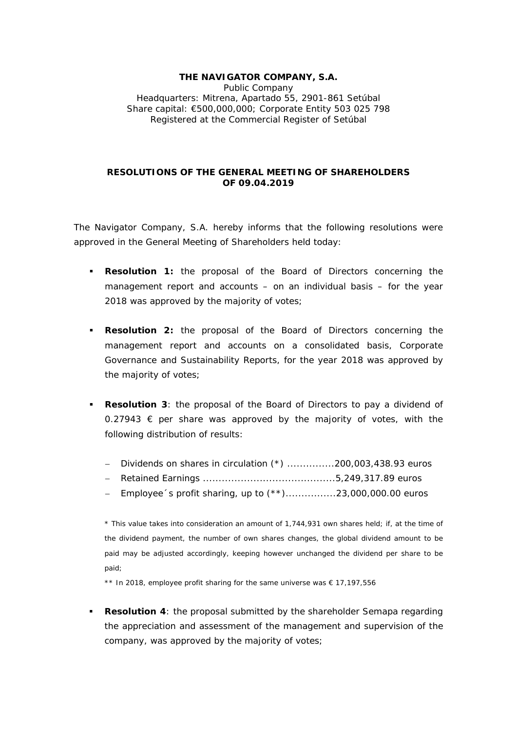**THE NAVIGATOR COMPANY, S.A.**
Public Company
Headquarters: Mitrena, Apartado 55, 2901-861 Setúbal
Share capital: €500,000,000; Corporate Entity 503 025 798
Registered at the Commercial Register of Setúbal

## RESOLUTIONS OF THE GENERAL MEETING OF SHAREHOLDERS OF 09.04.2019

The Navigator Company, S.A. hereby informs that the following resolutions were approved in the General Meeting of Shareholders held today:

- **Resolution 1:** the proposal of the Board of Directors concerning the management report and accounts – on an individual basis – for the year 2018 was approved by the majority of votes;

- **Resolution 2:** the proposal of the Board of Directors concerning the management report and accounts on a consolidated basis, Corporate Governance and Sustainability Reports, for the year 2018 was approved by the majority of votes;

- **Resolution 3**: the proposal of the Board of Directors to pay a dividend of 0.27943 € per share was approved by the majority of votes, with the following distribution of results:

  - Dividends on shares in circulation (*) ...............200,003,438.93 euros
  - Retained Earnings ..........................................5,249,317.89 euros
  - Employee´s profit sharing, up to (**)................23,000,000.00 euros

  * This value takes into consideration an amount of 1,744,931 own shares held; if, at the time of the dividend payment, the number of own shares changes, the global dividend amount to be paid may be adjusted accordingly, keeping however unchanged the dividend per share to be paid;

  ** In 2018, employee profit sharing for the same universe was € 17,197,556

- **Resolution 4**: the proposal submitted by the shareholder Semapa regarding the appreciation and assessment of the management and supervision of the company, was approved by the majority of votes;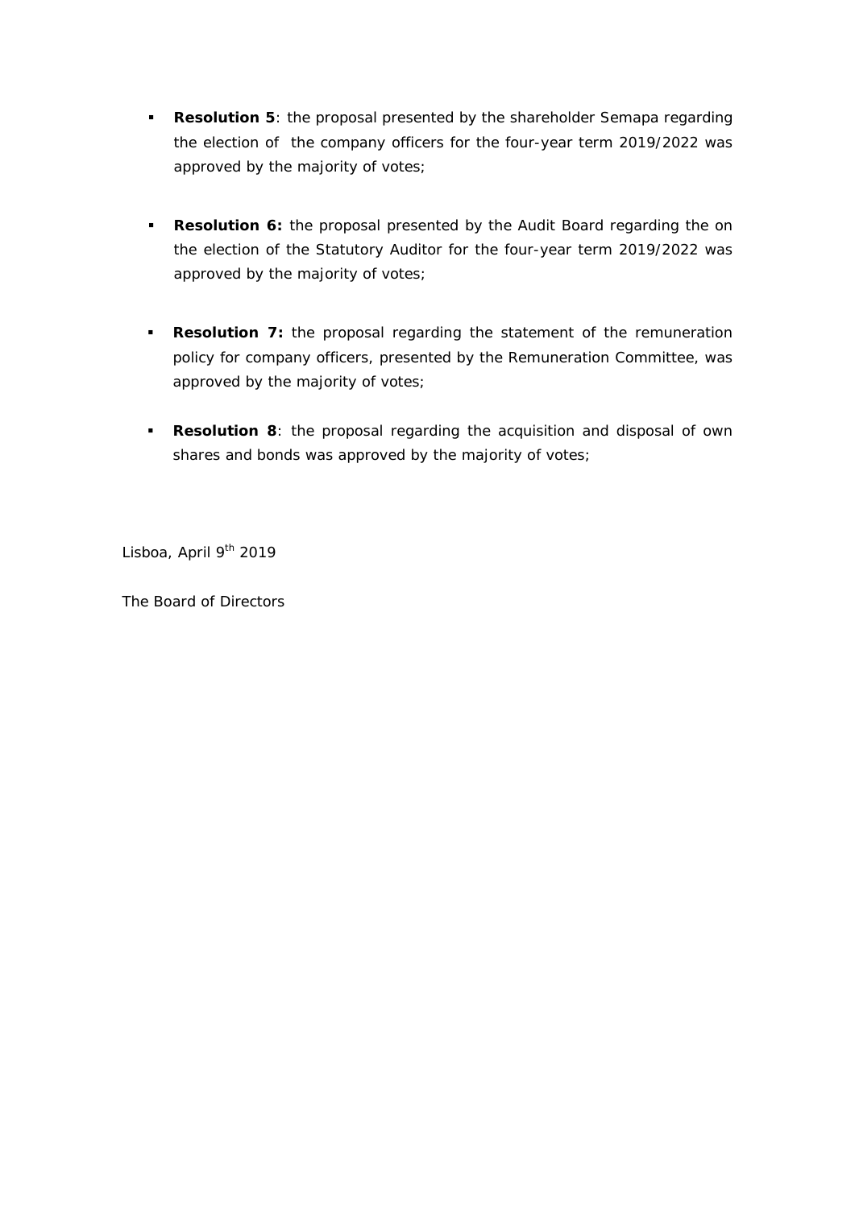- **Resolution 5**: the proposal presented by the shareholder Semapa regarding the election of the company officers for the four-year term 2019/2022 was approved by the majority of votes;

- **Resolution 6:** the proposal presented by the Audit Board regarding the on the election of the Statutory Auditor for the four-year term 2019/2022 was approved by the majority of votes;

- **Resolution 7:** the proposal regarding the statement of the remuneration policy for company officers, presented by the Remuneration Committee, was approved by the majority of votes;

- **Resolution 8**: the proposal regarding the acquisition and disposal of own shares and bonds was approved by the majority of votes;

Lisboa, April 9th 2019

The Board of Directors